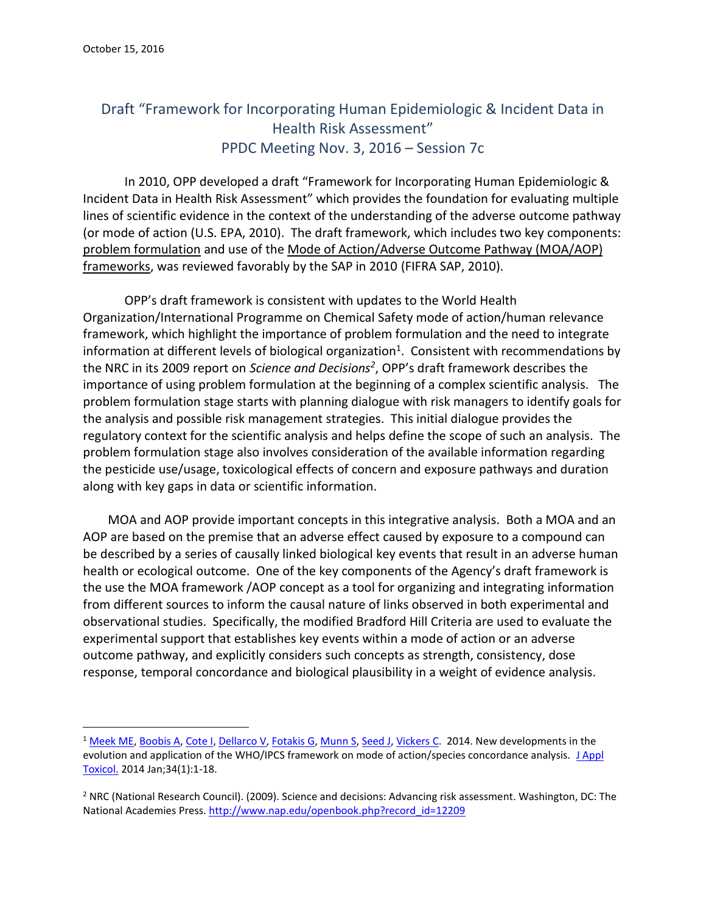October 15, 2016

# Draft "Framework for Incorporating Human Epidemiologic & Incident Data in Health Risk Assessment"
## PPDC Meeting Nov. 3, 2016 – Session 7c

In 2010, OPP developed a draft "Framework for Incorporating Human Epidemiologic & Incident Data in Health Risk Assessment" which provides the foundation for evaluating multiple lines of scientific evidence in the context of the understanding of the adverse outcome pathway (or mode of action (U.S. EPA, 2010). The draft framework, which includes two key components: problem formulation and use of the Mode of Action/Adverse Outcome Pathway (MOA/AOP) frameworks, was reviewed favorably by the SAP in 2010 (FIFRA SAP, 2010).

OPP's draft framework is consistent with updates to the World Health Organization/International Programme on Chemical Safety mode of action/human relevance framework, which highlight the importance of problem formulation and the need to integrate information at different levels of biological organization[1]. Consistent with recommendations by the NRC in its 2009 report on *Science and Decisions*[2], OPP's draft framework describes the importance of using problem formulation at the beginning of a complex scientific analysis. The problem formulation stage starts with planning dialogue with risk managers to identify goals for the analysis and possible risk management strategies. This initial dialogue provides the regulatory context for the scientific analysis and helps define the scope of such an analysis. The problem formulation stage also involves consideration of the available information regarding the pesticide use/usage, toxicological effects of concern and exposure pathways and duration along with key gaps in data or scientific information.

MOA and AOP provide important concepts in this integrative analysis. Both a MOA and an AOP are based on the premise that an adverse effect caused by exposure to a compound can be described by a series of causally linked biological key events that result in an adverse human health or ecological outcome. One of the key components of the Agency's draft framework is the use the MOA framework /AOP concept as a tool for organizing and integrating information from different sources to inform the causal nature of links observed in both experimental and observational studies. Specifically, the modified Bradford Hill Criteria are used to evaluate the experimental support that establishes key events within a mode of action or an adverse outcome pathway, and explicitly considers such concepts as strength, consistency, dose response, temporal concordance and biological plausibility in a weight of evidence analysis.

---

[1] Meek ME, Boobis A, Cote I, Dellarco V, Fotakis G, Munn S, Seed J, Vickers C. 2014. New developments in the evolution and application of the WHO/IPCS framework on mode of action/species concordance analysis. J Appl Toxicol. 2014 Jan;34(1):1-18.

[2] NRC (National Research Council). (2009). Science and decisions: Advancing risk assessment. Washington, DC: The National Academies Press. http://www.nap.edu/openbook.php?record_id=12209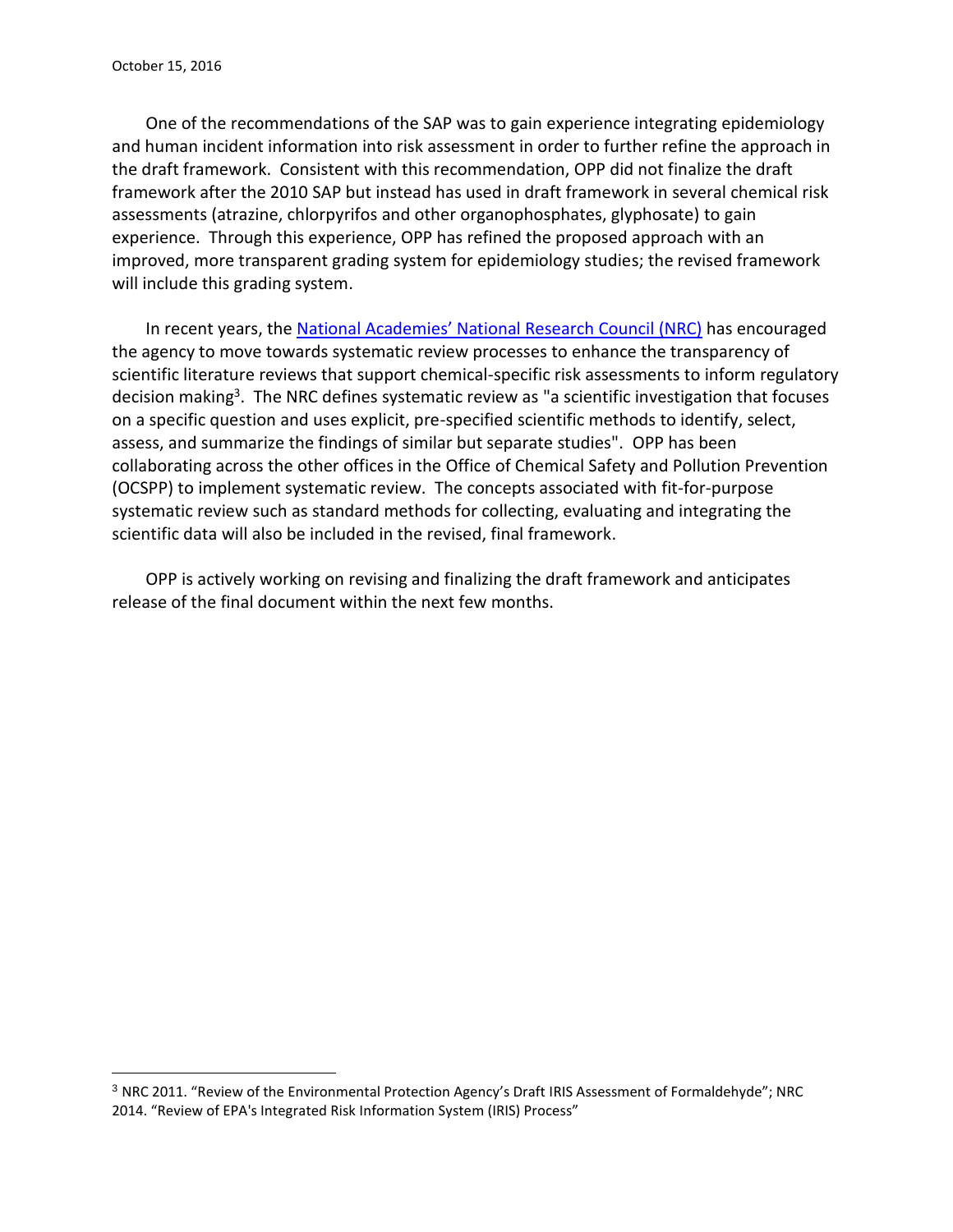One of the recommendations of the SAP was to gain experience integrating epidemiology and human incident information into risk assessment in order to further refine the approach in the draft framework. Consistent with this recommendation, OPP did not finalize the draft framework after the 2010 SAP but instead has used in draft framework in several chemical risk assessments (atrazine, chlorpyrifos and other organophosphates, glyphosate) to gain experience. Through this experience, OPP has refined the proposed approach with an improved, more transparent grading system for epidemiology studies; the revised framework will include this grading system.

In recent years, the National Academies' National Research Council (NRC) has encouraged the agency to move towards systematic review processes to enhance the transparency of scientific literature reviews that support chemical-specific risk assessments to inform regulatory decision making[3]. The NRC defines systematic review as "a scientific investigation that focuses on a specific question and uses explicit, pre-specified scientific methods to identify, select, assess, and summarize the findings of similar but separate studies". OPP has been collaborating across the other offices in the Office of Chemical Safety and Pollution Prevention (OCSPP) to implement systematic review. The concepts associated with fit-for-purpose systematic review such as standard methods for collecting, evaluating and integrating the scientific data will also be included in the revised, final framework.

OPP is actively working on revising and finalizing the draft framework and anticipates release of the final document within the next few months.

[3] NRC 2011. "Review of the Environmental Protection Agency's Draft IRIS Assessment of Formaldehyde"; NRC 2014. "Review of EPA's Integrated Risk Information System (IRIS) Process"